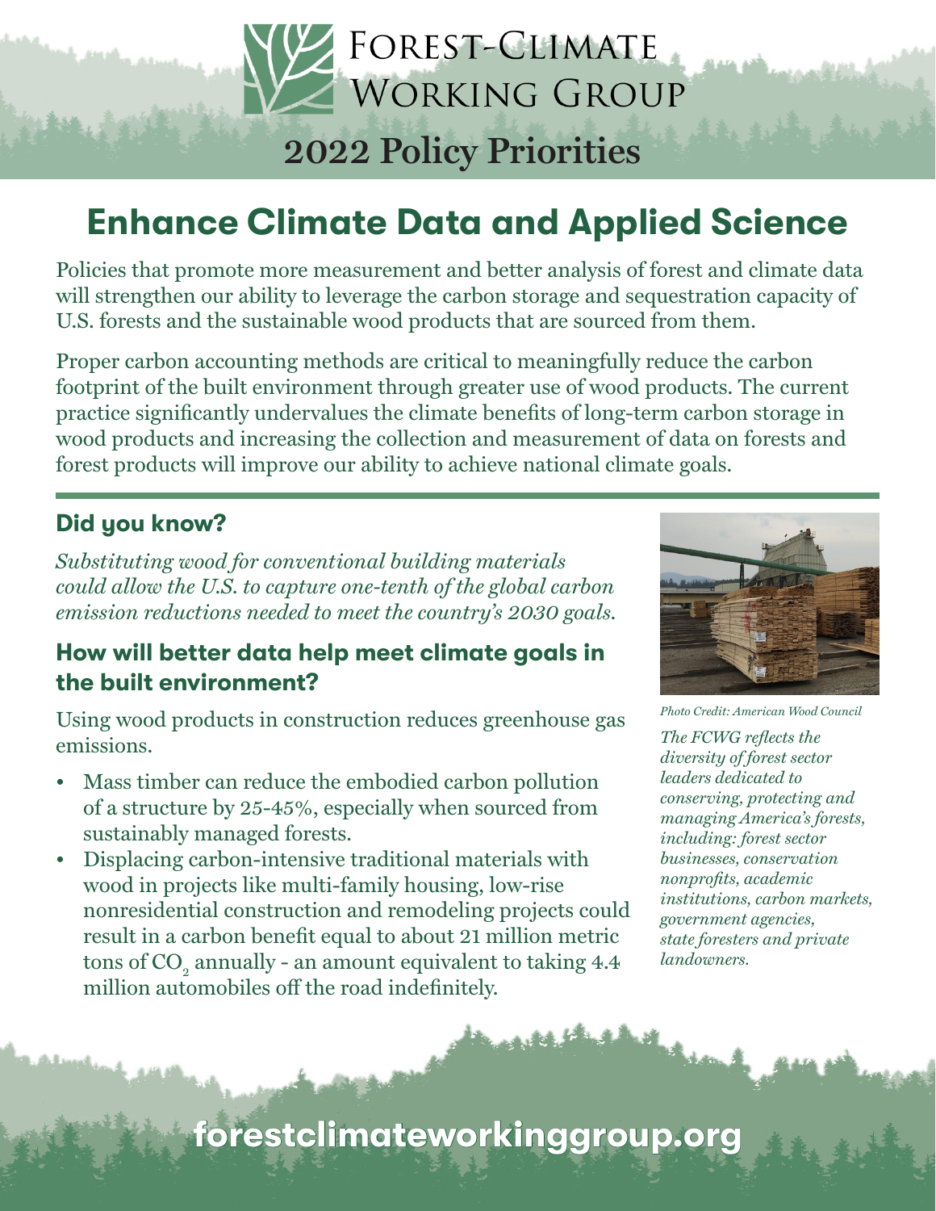# Forest-Climate Working Group

## 2022 Policy Priorities

# Enhance Climate Data and Applied Science

Policies that promote more measurement and better analysis of forest and climate data will strengthen our ability to leverage the carbon storage and sequestration capacity of U.S. forests and the sustainable wood products that are sourced from them.

Proper carbon accounting methods are critical to meaningfully reduce the carbon footprint of the built environment through greater use of wood products. The current practice significantly undervalues the climate benefits of long-term carbon storage in wood products and increasing the collection and measurement of data on forests and forest products will improve our ability to achieve national climate goals.

### Did you know?

*Substituting wood for conventional building materials could allow the U.S. to capture one-tenth of the global carbon emission reductions needed to meet the country's 2030 goals.*

### How will better data help meet climate goals in the built environment?

Using wood products in construction reduces greenhouse gas emissions.

- Mass timber can reduce the embodied carbon pollution of a structure by 25-45%, especially when sourced from sustainably managed forests.
- Displacing carbon-intensive traditional materials with wood in projects like multi-family housing, low-rise nonresidential construction and remodeling projects could result in a carbon benefit equal to about 21 million metric tons of $CO_2$ annually - an amount equivalent to taking 4.4 million automobiles off the road indefinitely.

*Photo Credit: American Wood Council*

*The FCWG reflects the diversity of forest sector leaders dedicated to conserving, protecting and managing America's forests, including: forest sector businesses, conservation nonprofits, academic institutions, carbon markets, government agencies, state foresters and private landowners.*

**forestclimateworkinggroup.org**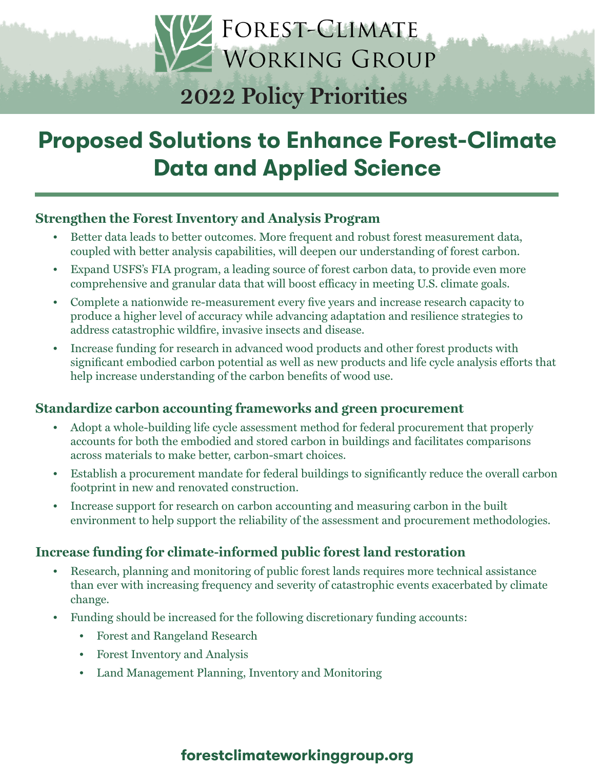Forest-Climate Working Group

## 2022 Policy Priorities

# Proposed Solutions to Enhance Forest-Climate Data and Applied Science

### Strengthen the Forest Inventory and Analysis Program

- Better data leads to better outcomes. More frequent and robust forest measurement data, coupled with better analysis capabilities, will deepen our understanding of forest carbon.
- Expand USFS's FIA program, a leading source of forest carbon data, to provide even more comprehensive and granular data that will boost efficacy in meeting U.S. climate goals.
- Complete a nationwide re-measurement every five years and increase research capacity to produce a higher level of accuracy while advancing adaptation and resilience strategies to address catastrophic wildfire, invasive insects and disease.
- Increase funding for research in advanced wood products and other forest products with significant embodied carbon potential as well as new products and life cycle analysis efforts that help increase understanding of the carbon benefits of wood use.

### Standardize carbon accounting frameworks and green procurement

- Adopt a whole-building life cycle assessment method for federal procurement that properly accounts for both the embodied and stored carbon in buildings and facilitates comparisons across materials to make better, carbon-smart choices.
- Establish a procurement mandate for federal buildings to significantly reduce the overall carbon footprint in new and renovated construction.
- Increase support for research on carbon accounting and measuring carbon in the built environment to help support the reliability of the assessment and procurement methodologies.

### Increase funding for climate-informed public forest land restoration

- Research, planning and monitoring of public forest lands requires more technical assistance than ever with increasing frequency and severity of catastrophic events exacerbated by climate change.
- Funding should be increased for the following discretionary funding accounts:
  - Forest and Rangeland Research
  - Forest Inventory and Analysis
  - Land Management Planning, Inventory and Monitoring

**forestclimateworkinggroup.org**